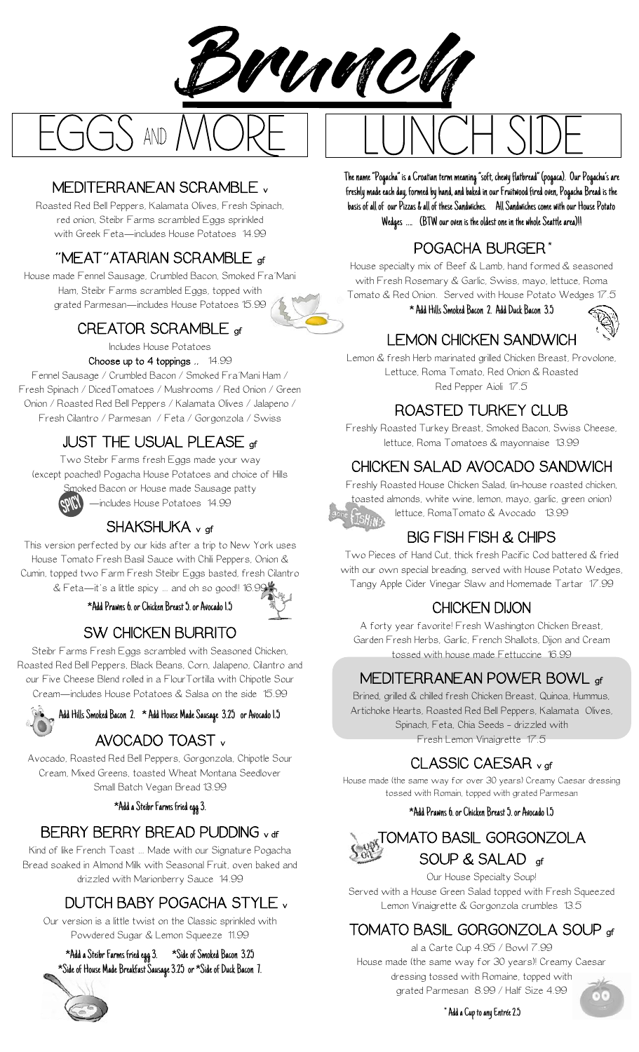# Brunch

## EGGS AND MORE

### MEDITERRANEAN SCRAMBLE v

Roasted Red Bell Peppers, Kalamata Olives, Fresh Spinach, red onion, Steibr Farms scrambled Eggs sprinkled with Greek Feta—includes House Potatoes 14.99

### "MEAT"ATARIAN SCRAMBLE gf

House made Fennel Sausage, Crumbled Bacon, Smoked Fra'Mani Ham, Steibr Farms scrambled Eggs, topped with grated Parmesan—includes House Potatoes 15.99

### CREATOR SCRAMBLE gf

Includes House Potatoes

**Choose up to 4 toppings ..** 14.99

Fennel Sausage / Crumbled Bacon / Smoked Fra'Mani Ham / Fresh Spinach / DicedTomatoes / Mushrooms / Red Onion / Green Onion / Roasted Red Bell Peppers / Kalamata Olives / Jalapeno / Fresh Cilantro / Parmesan / Feta / Gorgonzola / Swiss

### JUST THE USUAL PLEASE gf

Two Steibr Farms fresh Eggs made your way (except poached) Pogacha House Potatoes and choice of Hills Smoked Bacon or House made Sausage patty —includes House Potatoes 14.99

### SHAKSHUKA v gf

SPICY

This version perfected by our kids after a trip to New York uses House Tomato Fresh Basil Sauce with Chili Peppers, Onion & Cumin, topped two Farm Fresh Steibr Eggs basted, fresh Cilantro & Feta—it's a little spicy ... and oh so good!! 16.99

*Add Prawns 6. or Chicken Breast 5. or Avocado 1.5

### SW CHICKEN BURRITO

Steibr Farms Fresh Eggs scrambled with Seasoned Chicken, Roasted Red Bell Peppers, Black Beans, Corn, Jalapeno, Cilantro and our Five Cheese Blend rolled in a FlourTortilla with Chipotle Sour Cream—includes House Potatoes & Salsa on the side 15.99

Add Hills Smoked Bacon 2. * Add House Made Sausage 3.25 or Avocado 1.5

### AVOCADO TOAST v

Avocado, Roasted Red Bell Peppers, Gorgonzola, Chipotle Sour Cream, Mixed Greens, toasted Wheat Montana Seedlover Small Batch Vegan Bread 13.99

*Add a Steibr Farms fried egg 3.

### BERRY BERRY BREAD PUDDING v df

Kind of like French Toast ... Made with our Signature Pogacha Bread soaked in Almond Milk with Seasonal Fruit, oven baked and drizzled with Marionberry Sauce 14.99

### DUTCH BABY POGACHA STYLE v

Our version is a little twist on the Classic sprinkled with Powdered Sugar & Lemon Squeeze 11.99

*Add a Steibr Farms fried egg 3. *Side of Smoked Bacon 3.25
*Side of House Made Breakfast Sausage 3.25 or *Side of Duck Bacon 7.

## LUNCH SIDE

The name "Pogacha" is a Croatian term meaning "soft, chewy flatbread" (pogaca). Our Pogacha's are freshly made each day, formed by hand, and baked in our Fruitwood fired oven, Pogacha Bread is the basis of all of our Pizzas & all of these Sandwiches. All Sandwiches come with our House Potato Wedges .... (BTW our oven is the oldest one in the whole Seattle area)!!

### POGACHA BURGER*

House specialty mix of Beef & Lamb, hand formed & seasoned with Fresh Rosemary & Garlic, Swiss, mayo, lettuce, Roma Tomato & Red Onion. Served with House Potato Wedges 17.5

* Add Hills Smoked Bacon 2. Add Duck Bacon 3.5

### LEMON CHICKEN SANDWICH

Lemon & fresh Herb marinated grilled Chicken Breast, Provolone, Lettuce, Roma Tomato, Red Onion & Roasted Red Pepper Aioli 17.5

### ROASTED TURKEY CLUB

Freshly Roasted Turkey Breast, Smoked Bacon, Swiss Cheese, lettuce, Roma Tomatoes & mayonnaise 13.99

### CHICKEN SALAD AVOCADO SANDWICH

Freshly Roasted House Chicken Salad, (in-house roasted chicken, toasted almonds, white wine, lemon, mayo, garlic, green onion) lettuce, RomaTomato & Avocado 13.99

### BIG FISH FISH & CHIPS

Two Pieces of Hand Cut, thick fresh Pacific Cod battered & fried with our own special breading, served with House Potato Wedges, Tangy Apple Cider Vinegar Slaw and Homemade Tartar 17.99

### CHICKEN DIJON

A forty year favorite! Fresh Washington Chicken Breast, Garden Fresh Herbs, Garlic, French Shallots, Dijon and Cream tossed with house made Fettuccine 16.99

### MEDITERRANEAN POWER BOWL gf

Brined, grilled & chilled fresh Chicken Breast, Quinoa, Hummus, Artichoke Hearts, Roasted Red Bell Peppers, Kalamata Olives, Spinach, Feta, Chia Seeds - drizzled with Fresh Lemon Vinaigrette 17.5

### CLASSIC CAESAR v gf

House made (the same way for over 30 years) Creamy Caesar dressing tossed with Romain, topped with grated Parmesan

*Add Prawns 6. or Chicken Breast 5. or Avocado 1.5

### TOMATO BASIL GORGONZOLA SOUP & SALAD gf

Our House Specialty Soup!
Served with a House Green Salad topped with Fresh Squeezed Lemon Vinaigrette & Gorgonzola crumbles 13.5

### TOMATO BASIL GORGONZOLA SOUP gf

al a Carte Cup 4.95 / Bowl 7.99
House made (the same way for 30 years)! Creamy Caesar dressing tossed with Romaine, topped with grated Parmesan 8.99 / Half Size 4.99

* Add a Cup to any Entrée 2.5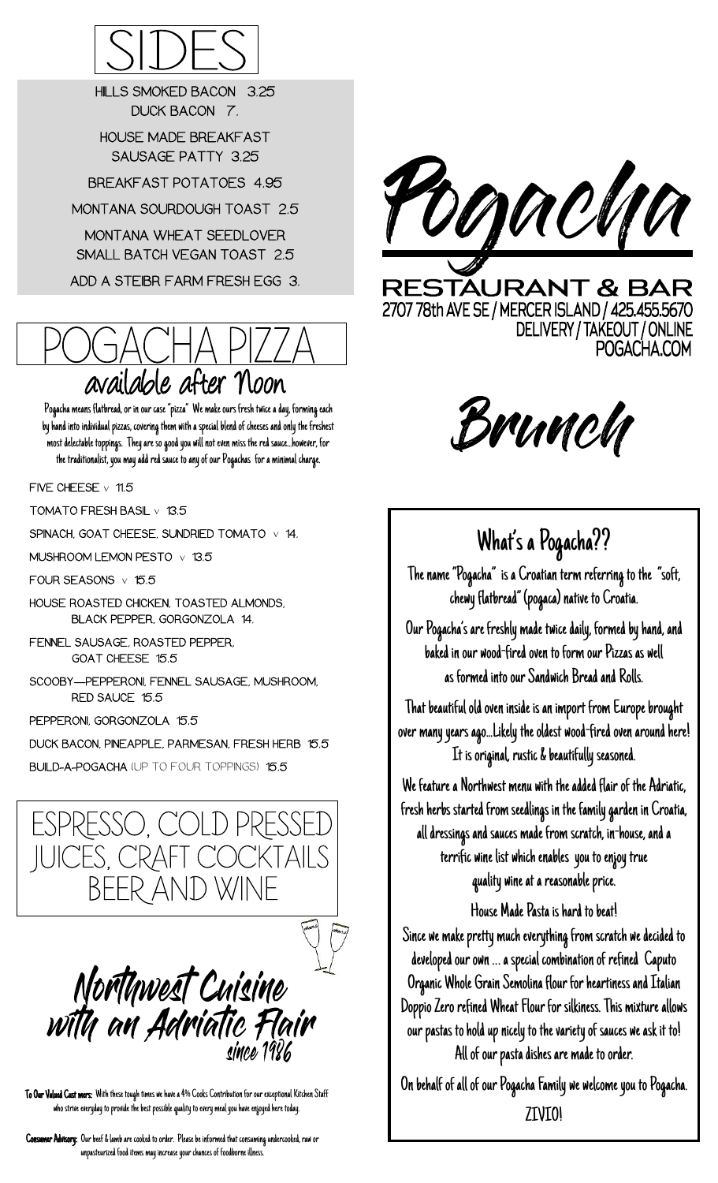# SIDES

HILLS SMOKED BACON 3.25
DUCK BACON 7.

HOUSE MADE BREAKFAST SAUSAGE PATTY 3.25

BREAKFAST POTATOES 4.95

MONTANA SOURDOUGH TOAST 2.5

MONTANA WHEAT SEEDLOVER SMALL BATCH VEGAN TOAST 2.5

ADD A STEIBR FARM FRESH EGG 3.

# POGACHA PIZZA

## available after Noon

Pogacha means flatbread, or in our case "pizza" We make ours fresh twice a day, forming each by hand into individual pizzas, covering them with a special blend of cheeses and only the freshest most delectable toppings. They are so good you will not even miss the red sauce...however, for the traditionalist, you may add red sauce to any of our Pogachas for a minimal charge.

FIVE CHEESE v 11.5

TOMATO FRESH BASIL v 13.5

SPINACH, GOAT CHEESE, SUNDRIED TOMATO v 14.

MUSHROOM LEMON PESTO v 13.5

FOUR SEASONS v 15.5

HOUSE ROASTED CHICKEN, TOASTED ALMONDS, BLACK PEPPER, GORGONZOLA 14.

FENNEL SAUSAGE, ROASTED PEPPER, GOAT CHEESE 15.5

SCOOBY—PEPPERONI, FENNEL SAUSAGE, MUSHROOM, RED SAUCE 15.5

PEPPERONI, GORGONZOLA 15.5

DUCK BACON, PINEAPPLE, PARMESAN, FRESH HERB 15.5

BUILD-A-POGACHA (UP TO FOUR TOPPINGS) 15.5

# ESPRESSO, COLD PRESSED JUICES, CRAFT COCKTAILS BEER AND WINE

*Northwest Cuisine with an Adriatic Flair since 1986*

**To Our Valued Customers:** With these tough times we have a 4% Cooks Contribution for our exceptional Kitchen Staff who strive everyday to provide the best possible quality to every meal you have enjoyed here today.

**Consumer Advisory:** Our beef & lamb are cooked to order. Please be informed that consuming undercooked, raw or unpasteurized food items may increase your chances of foodborne illness.

# Pogacha

## RESTAURANT & BAR

2707 78th AVE SE / MERCER ISLAND / 425.455.5670
DELIVERY / TAKEOUT / ONLINE
POGACHA.COM

# Brunch

## What's a Pogacha??

The name "Pogacha" is a Croatian term referring to the "soft, chewy flatbread" (pogaca) native to Croatia.

Our Pogacha's are freshly made twice daily, formed by hand, and baked in our wood-fired oven to form our Pizzas as well as formed into our Sandwich Bread and Rolls.

That beautiful old oven inside is an import from Europe brought over many years ago...Likely the oldest wood-fired oven around here! It is original, rustic & beautifully seasoned.

We feature a Northwest menu with the added flair of the Adriatic, fresh herbs started from seedlings in the family garden in Croatia, all dressings and sauces made from scratch, in-house, and a terrific wine list which enables you to enjoy true quality wine at a reasonable price.

House Made Pasta is hard to beat!

Since we make pretty much everything from scratch we decided to developed our own ... a special combination of refined Caputo Organic Whole Grain Semolina flour for heartiness and Italian Doppio Zero refined Wheat Flour for silkiness. This mixture allows our pastas to hold up nicely to the variety of sauces we ask it to! All of our pasta dishes are made to order.

On behalf of all of our Pogacha Family we welcome you to Pogacha.

ZIVIO!